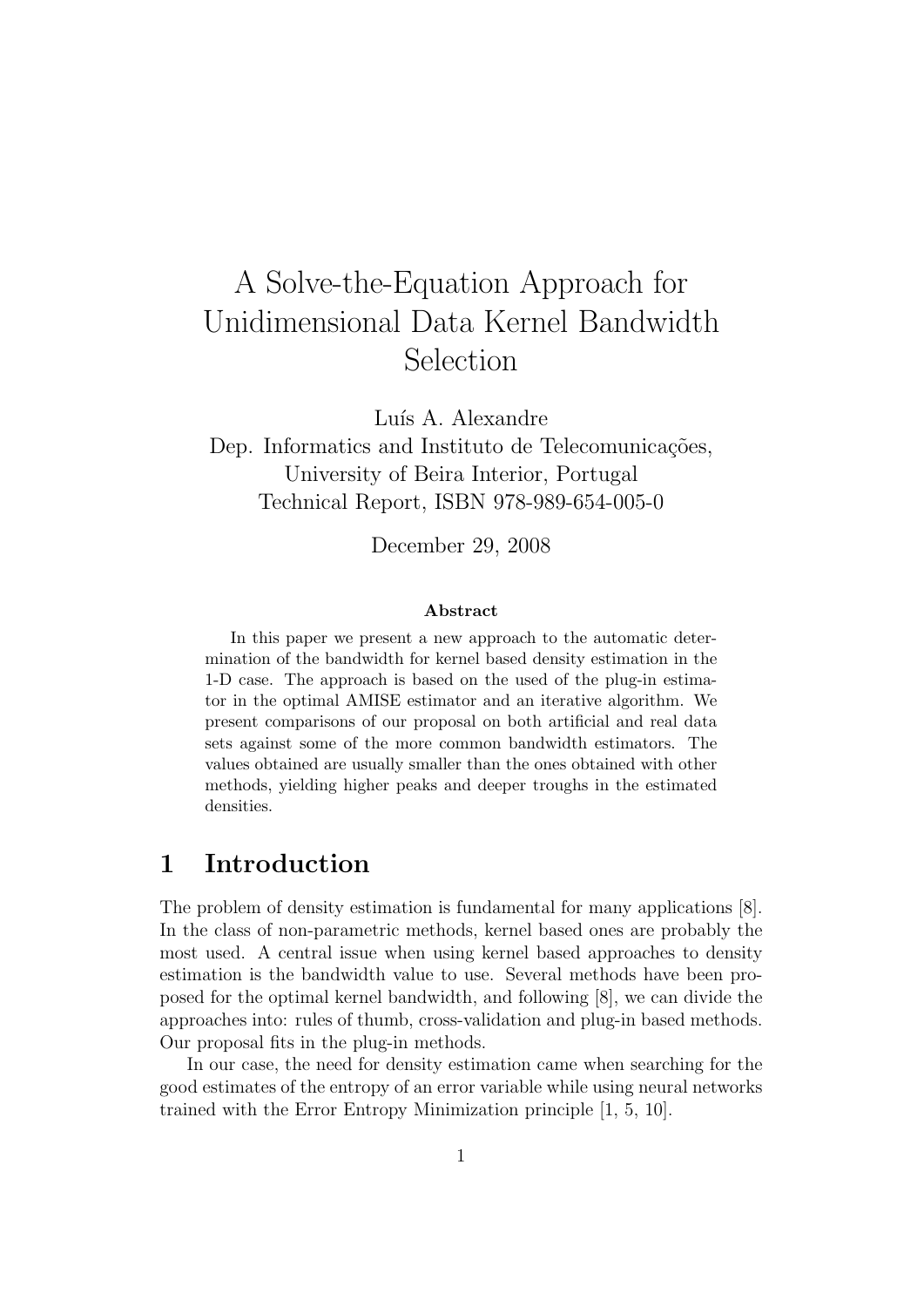# A Solve-the-Equation Approach for Unidimensional Data Kernel Bandwidth Selection

Luís A. Alexandre
Dep. Informatics and Instituto de Telecomunicações,
University of Beira Interior, Portugal
Technical Report, ISBN 978-989-654-005-0

December 29, 2008

### Abstract

In this paper we present a new approach to the automatic determination of the bandwidth for kernel based density estimation in the 1-D case. The approach is based on the used of the plug-in estimator in the optimal AMISE estimator and an iterative algorithm. We present comparisons of our proposal on both artificial and real data sets against some of the more common bandwidth estimators. The values obtained are usually smaller than the ones obtained with other methods, yielding higher peaks and deeper troughs in the estimated densities.

## 1 Introduction

The problem of density estimation is fundamental for many applications [8]. In the class of non-parametric methods, kernel based ones are probably the most used. A central issue when using kernel based approaches to density estimation is the bandwidth value to use. Several methods have been proposed for the optimal kernel bandwidth, and following [8], we can divide the approaches into: rules of thumb, cross-validation and plug-in based methods. Our proposal fits in the plug-in methods.

In our case, the need for density estimation came when searching for the good estimates of the entropy of an error variable while using neural networks trained with the Error Entropy Minimization principle [1, 5, 10].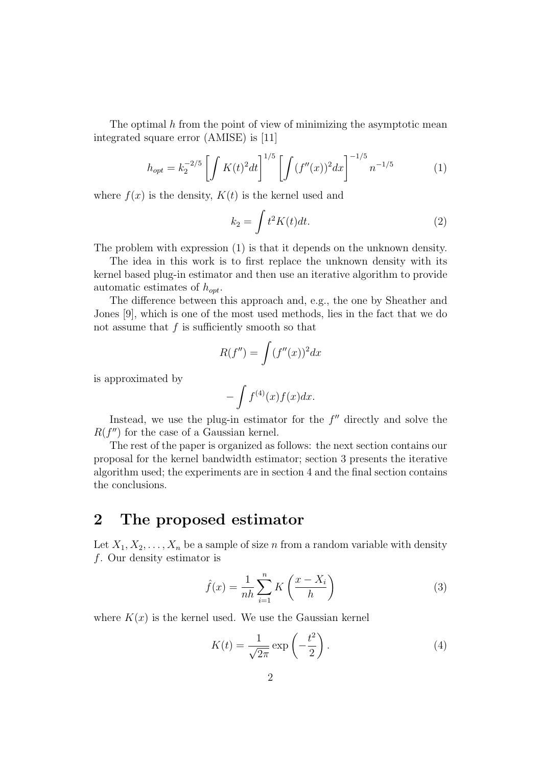The optimal $h$ from the point of view of minimizing the asymptotic mean integrated square error (AMISE) is [11]

$$h_{opt} = k_2^{-2/5} \left[ \int K(t)^2 dt \right]^{1/5} \left[ \int (f''(x))^2 dx \right]^{-1/5} n^{-1/5} \tag{1}$$

where $f(x)$ is the density, $K(t)$ is the kernel used and

$$k_2 = \int t^2 K(t) dt. \tag{2}$$

The problem with expression (1) is that it depends on the unknown density.

The idea in this work is to first replace the unknown density with its kernel based plug-in estimator and then use an iterative algorithm to provide automatic estimates of $h_{opt}$.

The difference between this approach and, e.g., the one by Sheather and Jones [9], which is one of the most used methods, lies in the fact that we do not assume that $f$ is sufficiently smooth so that

$$R(f'') = \int (f''(x))^2 dx$$

is approximated by

$$-\int f^{(4)}(x) f(x) dx.$$

Instead, we use the plug-in estimator for the $f''$ directly and solve the $R(f'')$ for the case of a Gaussian kernel.

The rest of the paper is organized as follows: the next section contains our proposal for the kernel bandwidth estimator; section 3 presents the iterative algorithm used; the experiments are in section 4 and the final section contains the conclusions.

## 2 The proposed estimator

Let $X_1, X_2, \ldots, X_n$ be a sample of size $n$ from a random variable with density $f$. Our density estimator is

$$\hat{f}(x) = \frac{1}{nh} \sum_{i=1}^{n} K\left( \frac{x - X_i}{h} \right) \tag{3}$$

where $K(x)$ is the kernel used. We use the Gaussian kernel

$$K(t) = \frac{1}{\sqrt{2\pi}} \exp\left( -\frac{t^2}{2} \right). \tag{4}$$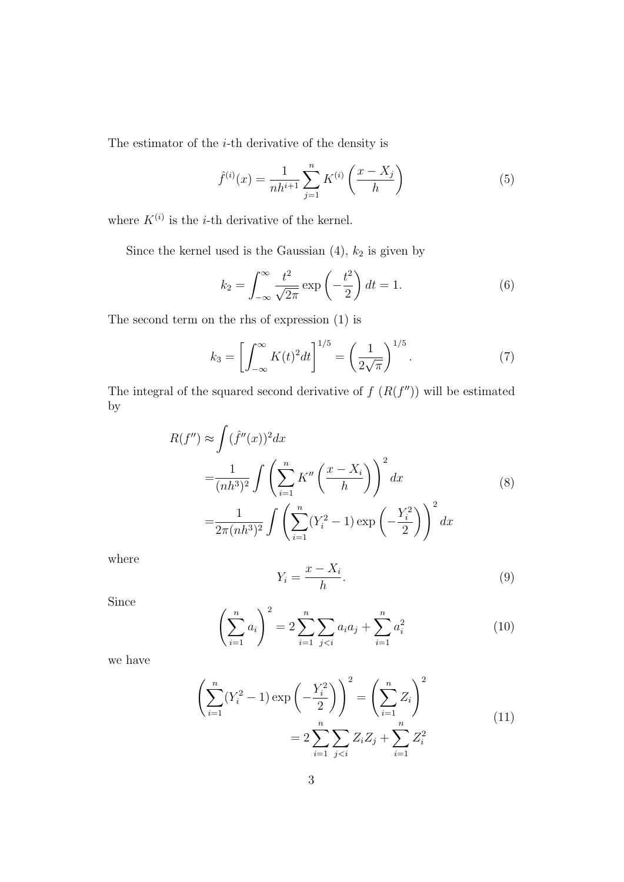The estimator of the $i$-th derivative of the density is

$$\hat{f}^{(i)}(x) = \frac{1}{nh^{i+1}} \sum_{j=1}^{n} K^{(i)}\left(\frac{x - X_j}{h}\right) \tag{5}$$

where $K^{(i)}$ is the $i$-th derivative of the kernel.

Since the kernel used is the Gaussian (4), $k_2$ is given by

$$k_2 = \int_{-\infty}^{\infty} \frac{t^2}{\sqrt{2\pi}} \exp\left(-\frac{t^2}{2}\right) dt = 1. \tag{6}$$

The second term on the rhs of expression (1) is

$$k_3 = \left[\int_{-\infty}^{\infty} K(t)^2 dt\right]^{1/5} = \left(\frac{1}{2\sqrt{\pi}}\right)^{1/5}. \tag{7}$$

The integral of the squared second derivative of $f$ ($R(f'')$) will be estimated by

$$\begin{aligned} R(f'') \approx& \int (\hat{f}''(x))^2 dx \\ =& \frac{1}{(nh^3)^2} \int \left(\sum_{i=1}^{n} K''\left(\frac{x - X_i}{h}\right)\right)^2 dx \\ =& \frac{1}{2\pi(nh^3)^2} \int \left(\sum_{i=1}^{n} (Y_i^2 - 1) \exp\left(-\frac{Y_i^2}{2}\right)\right)^2 dx \end{aligned} \tag{8}$$

where

$$Y_i = \frac{x - X_i}{h}. \tag{9}$$

Since

$$\left(\sum_{i=1}^{n} a_i\right)^2 = 2\sum_{i=1}^{n}\sum_{j<i} a_i a_j + \sum_{i=1}^{n} a_i^2 \tag{10}$$

we have

$$\begin{aligned} \left(\sum_{i=1}^{n} (Y_i^2 - 1) \exp\left(-\frac{Y_i^2}{2}\right)\right)^2 =& \left(\sum_{i=1}^{n} Z_i\right)^2 \\ =& 2\sum_{i=1}^{n}\sum_{j<i} Z_i Z_j + \sum_{i=1}^{n} Z_i^2 \end{aligned} \tag{11}$$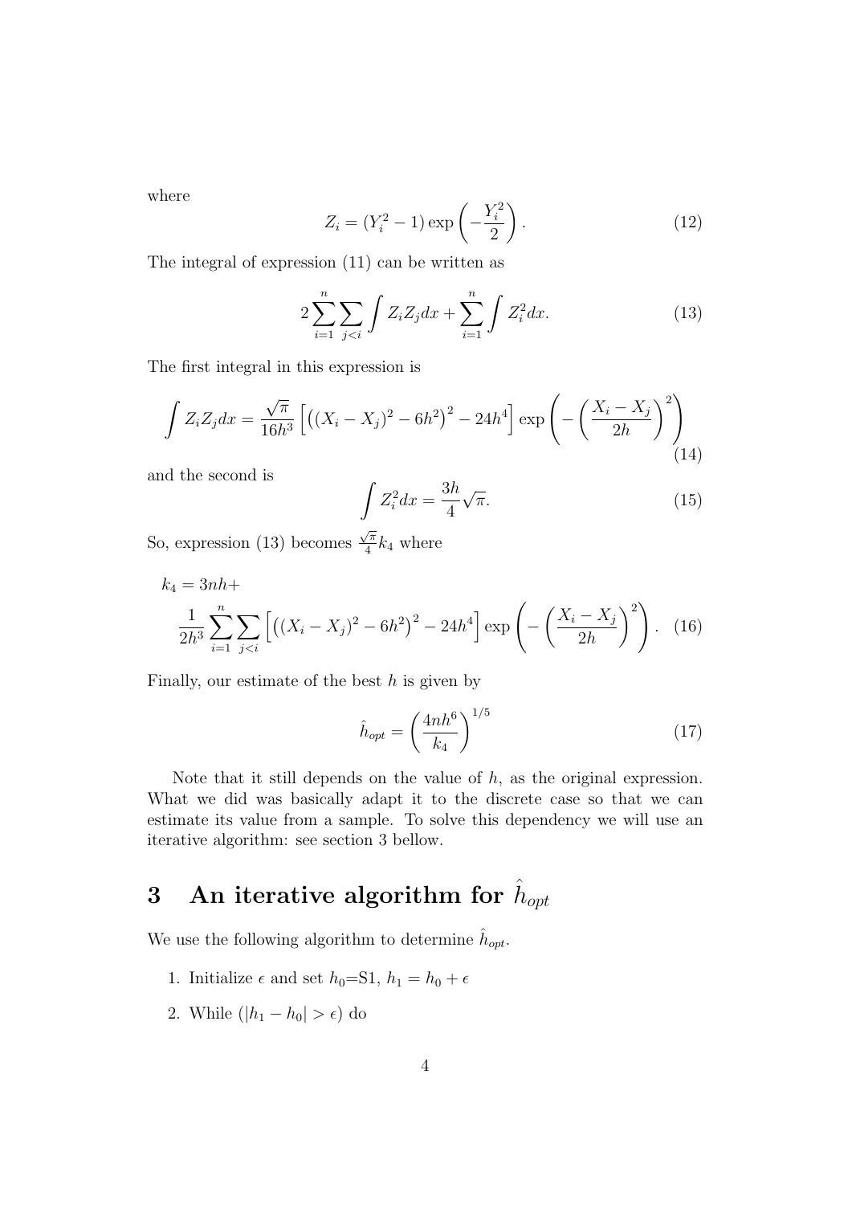where

$$Z_i = (Y_i^2 - 1) \exp\left(-\frac{Y_i^2}{2}\right). \tag{12}$$

The integral of expression (11) can be written as

$$2 \sum_{i=1}^{n} \sum_{j<i} \int Z_i Z_j dx + \sum_{i=1}^{n} \int Z_i^2 dx. \tag{13}$$

The first integral in this expression is

$$\int Z_i Z_j dx = \frac{\sqrt{\pi}}{16h^3} \left[ \left( (X_i - X_j)^2 - 6h^2 \right)^2 - 24h^4 \right] \exp\left( -\left( \frac{X_i - X_j}{2h} \right)^2 \right) \tag{14}$$

and the second is

$$\int Z_i^2 dx = \frac{3h}{4} \sqrt{\pi}. \tag{15}$$

So, expression (13) becomes $\frac{\sqrt{\pi}}{4} k_4$ where

$$k_4 = 3nh + \frac{1}{2h^3} \sum_{i=1}^{n} \sum_{j<i} \left[ \left( (X_i - X_j)^2 - 6h^2 \right)^2 - 24h^4 \right] \exp\left( -\left( \frac{X_i - X_j}{2h} \right)^2 \right). \tag{16}$$

Finally, our estimate of the best $h$ is given by

$$\hat{h}_{opt} = \left( \frac{4nh^6}{k_4} \right)^{1/5} \tag{17}$$

Note that it still depends on the value of $h$, as the original expression. What we did was basically adapt it to the discrete case so that we can estimate its value from a sample. To solve this dependency we will use an iterative algorithm: see section 3 bellow.

# 3 An iterative algorithm for $\hat{h}_{opt}$

We use the following algorithm to determine $\hat{h}_{opt}$.

1. Initialize $\epsilon$ and set $h_0$=S1, $h_1 = h_0 + \epsilon$
2. While ($|h_1 - h_0| > \epsilon$) do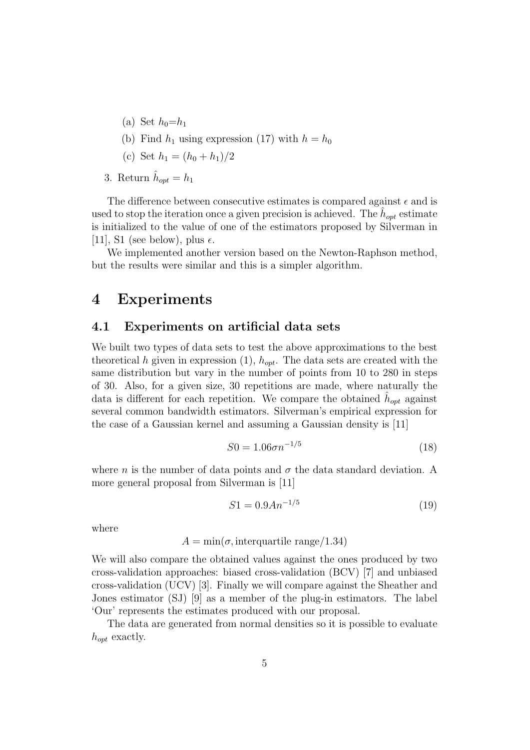(a) Set $h_0$=$h_1$

(b) Find $h_1$ using expression (17) with $h = h_0$

(c) Set $h_1 = (h_0 + h_1)/2$

3. Return $\hat{h}_{opt} = h_1$

The difference between consecutive estimates is compared against $\epsilon$ and is used to stop the iteration once a given precision is achieved. The $\hat{h}_{opt}$ estimate is initialized to the value of one of the estimators proposed by Silverman in [11], S1 (see below), plus $\epsilon$.

We implemented another version based on the Newton-Raphson method, but the results were similar and this is a simpler algorithm.

# 4 Experiments

## 4.1 Experiments on artificial data sets

We built two types of data sets to test the above approximations to the best theoretical $h$ given in expression (1), $h_{opt}$. The data sets are created with the same distribution but vary in the number of points from 10 to 280 in steps of 30. Also, for a given size, 30 repetitions are made, where naturally the data is different for each repetition. We compare the obtained $\hat{h}_{opt}$ against several common bandwidth estimators. Silverman's empirical expression for the case of a Gaussian kernel and assuming a Gaussian density is [11]

$$S0 = 1.06\sigma n^{-1/5} \tag{18}$$

where $n$ is the number of data points and $\sigma$ the data standard deviation. A more general proposal from Silverman is [11]

$$S1 = 0.9An^{-1/5} \tag{19}$$

where

$$A = \min(\sigma, \text{interquartile range}/1.34)$$

We will also compare the obtained values against the ones produced by two cross-validation approaches: biased cross-validation (BCV) [7] and unbiased cross-validation (UCV) [3]. Finally we will compare against the Sheather and Jones estimator (SJ) [9] as a member of the plug-in estimators. The label 'Our' represents the estimates produced with our proposal.

The data are generated from normal densities so it is possible to evaluate $h_{opt}$ exactly.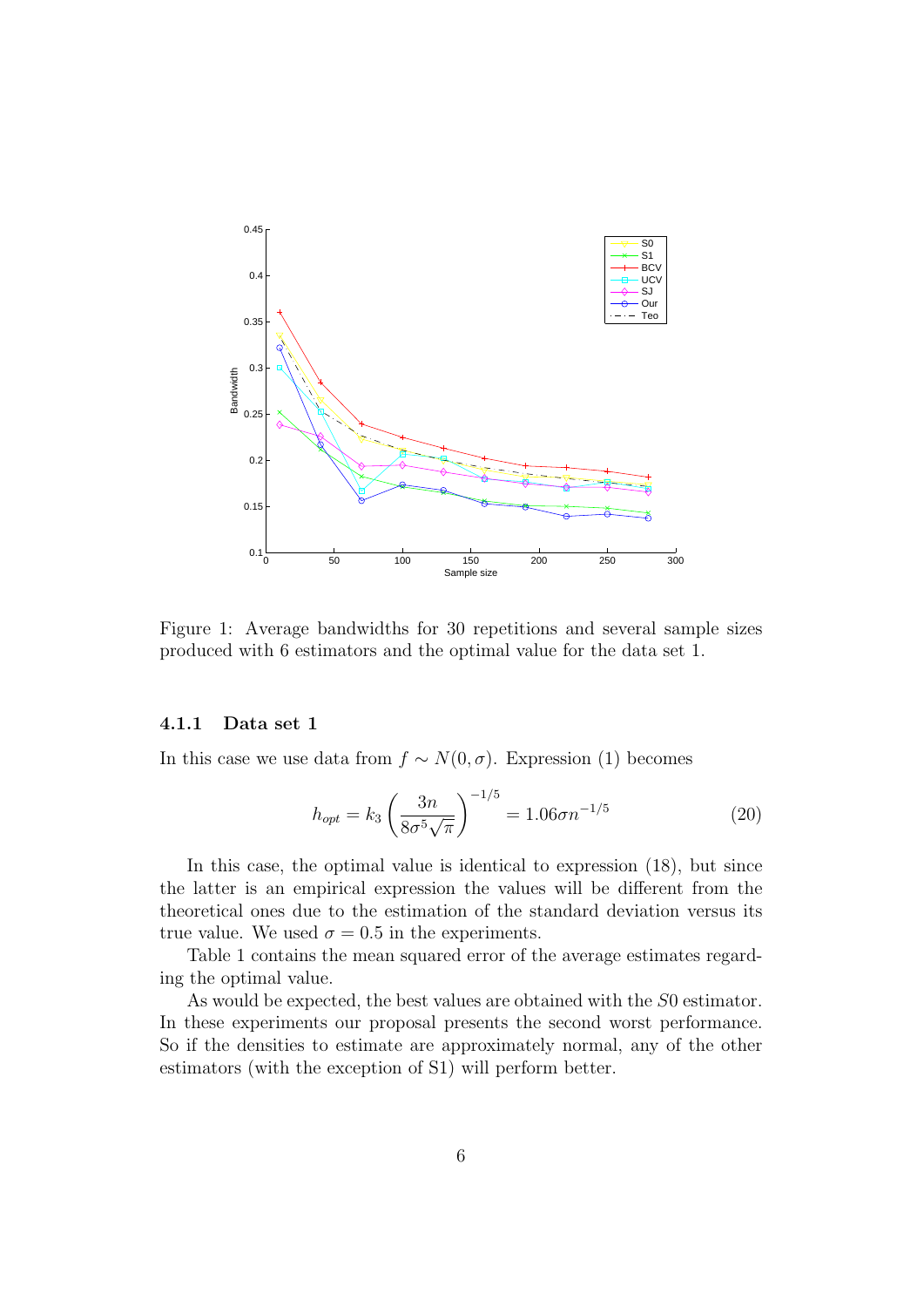Figure 1: Average bandwidths for 30 repetitions and several sample sizes produced with 6 estimators and the optimal value for the data set 1.

#### 4.1.1 Data set 1

In this case we use data from $f \sim N(0, \sigma)$. Expression (1) becomes

$$h_{opt} = k_3 \left( \frac{3n}{8\sigma^5\sqrt{\pi}} \right)^{-1/5} = 1.06\sigma n^{-1/5} \tag{20}$$

In this case, the optimal value is identical to expression (18), but since the latter is an empirical expression the values will be different from the theoretical ones due to the estimation of the standard deviation versus its true value. We used $\sigma = 0.5$ in the experiments.

Table 1 contains the mean squared error of the average estimates regarding the optimal value.

As would be expected, the best values are obtained with the $S0$ estimator. In these experiments our proposal presents the second worst performance. So if the densities to estimate are approximately normal, any of the other estimators (with the exception of S1) will perform better.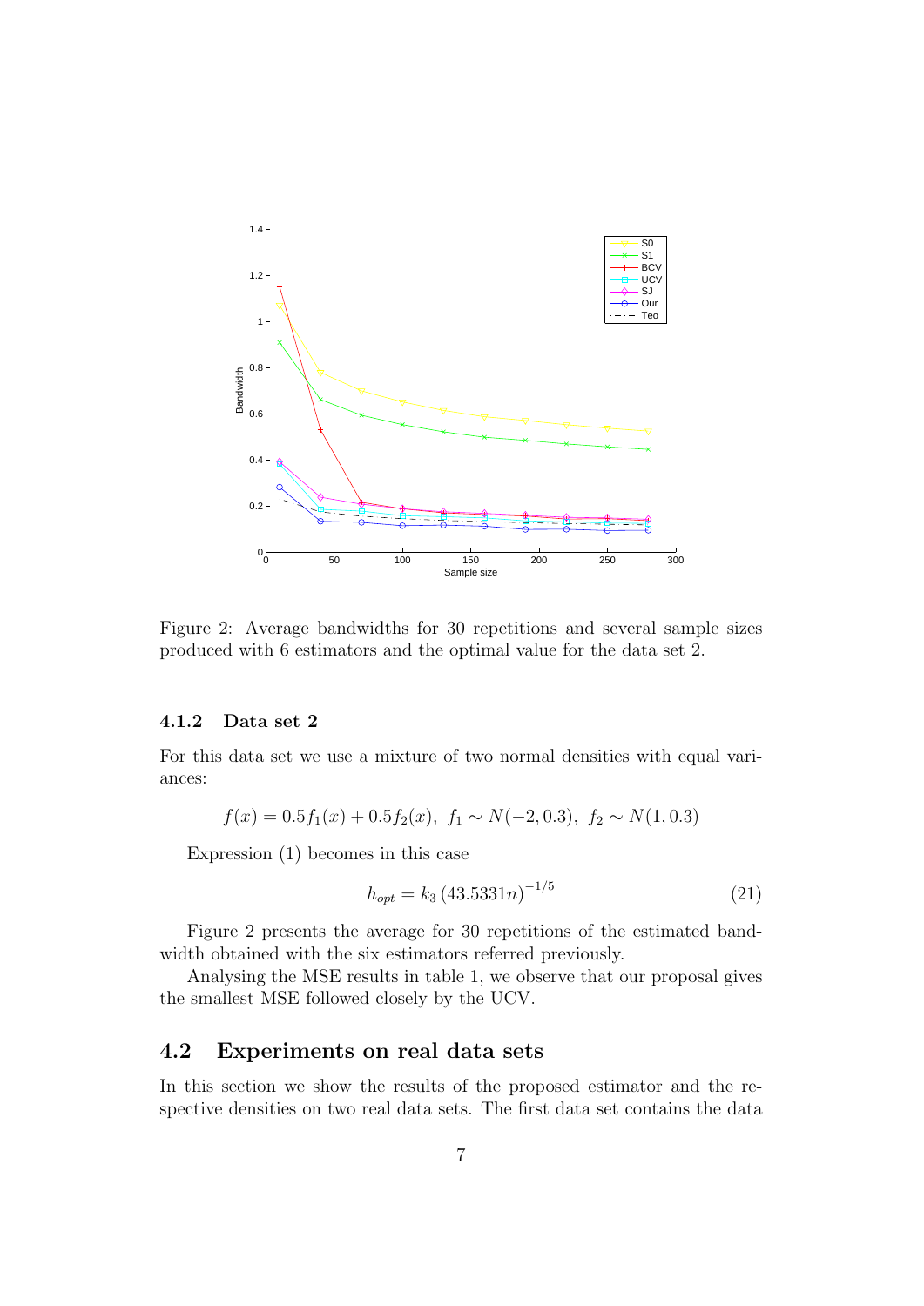Figure 2: Average bandwidths for 30 repetitions and several sample sizes produced with 6 estimators and the optimal value for the data set 2.

### 4.1.2 Data set 2

For this data set we use a mixture of two normal densities with equal variances:

$$f(x) = 0.5f_1(x) + 0.5f_2(x),\ f_1 \sim N(-2, 0.3),\ f_2 \sim N(1, 0.3)$$

Expression (1) becomes in this case

$$h_{opt} = k_3 \left(43.5331n\right)^{-1/5} \tag{21}$$

Figure 2 presents the average for 30 repetitions of the estimated bandwidth obtained with the six estimators referred previously.

Analysing the MSE results in table 1, we observe that our proposal gives the smallest MSE followed closely by the UCV.

## 4.2 Experiments on real data sets

In this section we show the results of the proposed estimator and the respective densities on two real data sets. The first data set contains the data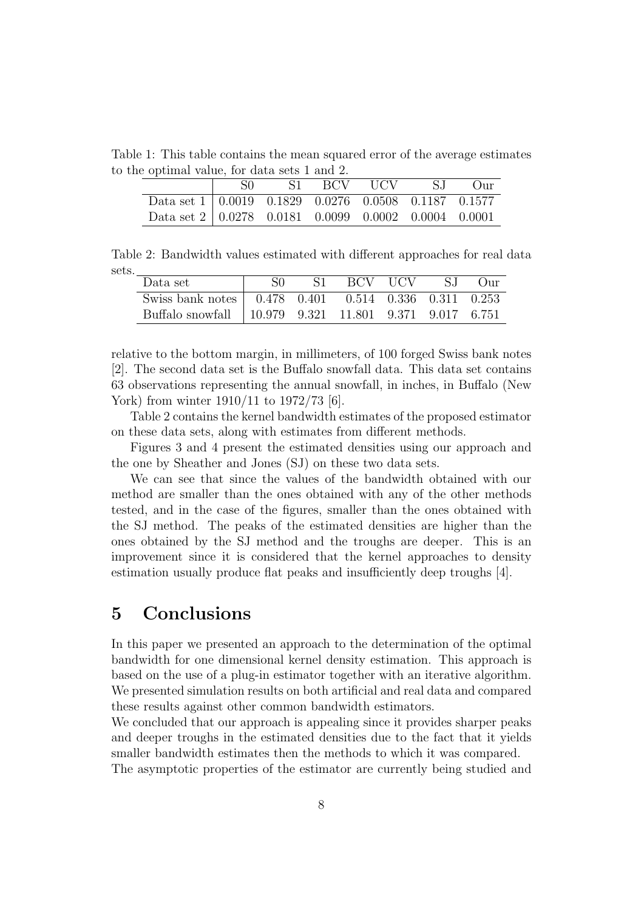Table 1: This table contains the mean squared error of the average estimates to the optimal value, for data sets 1 and 2.

| | S0 | S1 | BCV | UCV | SJ | Our |
|---|---|---|---|---|---|---|
| Data set 1 | 0.0019 | 0.1829 | 0.0276 | 0.0508 | 0.1187 | 0.1577 |
| Data set 2 | 0.0278 | 0.0181 | 0.0099 | 0.0002 | 0.0004 | 0.0001 |

Table 2: Bandwidth values estimated with different approaches for real data sets.

| Data set | S0 | S1 | BCV | UCV | SJ | Our |
|---|---|---|---|---|---|---|
| Swiss bank notes | 0.478 | 0.401 | 0.514 | 0.336 | 0.311 | 0.253 |
| Buffalo snowfall | 10.979 | 9.321 | 11.801 | 9.371 | 9.017 | 6.751 |

relative to the bottom margin, in millimeters, of 100 forged Swiss bank notes [2]. The second data set is the Buffalo snowfall data. This data set contains 63 observations representing the annual snowfall, in inches, in Buffalo (New York) from winter 1910/11 to 1972/73 [6].

Table 2 contains the kernel bandwidth estimates of the proposed estimator on these data sets, along with estimates from different methods.

Figures 3 and 4 present the estimated densities using our approach and the one by Sheather and Jones (SJ) on these two data sets.

We can see that since the values of the bandwidth obtained with our method are smaller than the ones obtained with any of the other methods tested, and in the case of the figures, smaller than the ones obtained with the SJ method. The peaks of the estimated densities are higher than the ones obtained by the SJ method and the troughs are deeper. This is an improvement since it is considered that the kernel approaches to density estimation usually produce flat peaks and insufficiently deep troughs [4].

# 5 Conclusions

In this paper we presented an approach to the determination of the optimal bandwidth for one dimensional kernel density estimation. This approach is based on the use of a plug-in estimator together with an iterative algorithm. We presented simulation results on both artificial and real data and compared these results against other common bandwidth estimators.

We concluded that our approach is appealing since it provides sharper peaks and deeper troughs in the estimated densities due to the fact that it yields smaller bandwidth estimates then the methods to which it was compared.

The asymptotic properties of the estimator are currently being studied and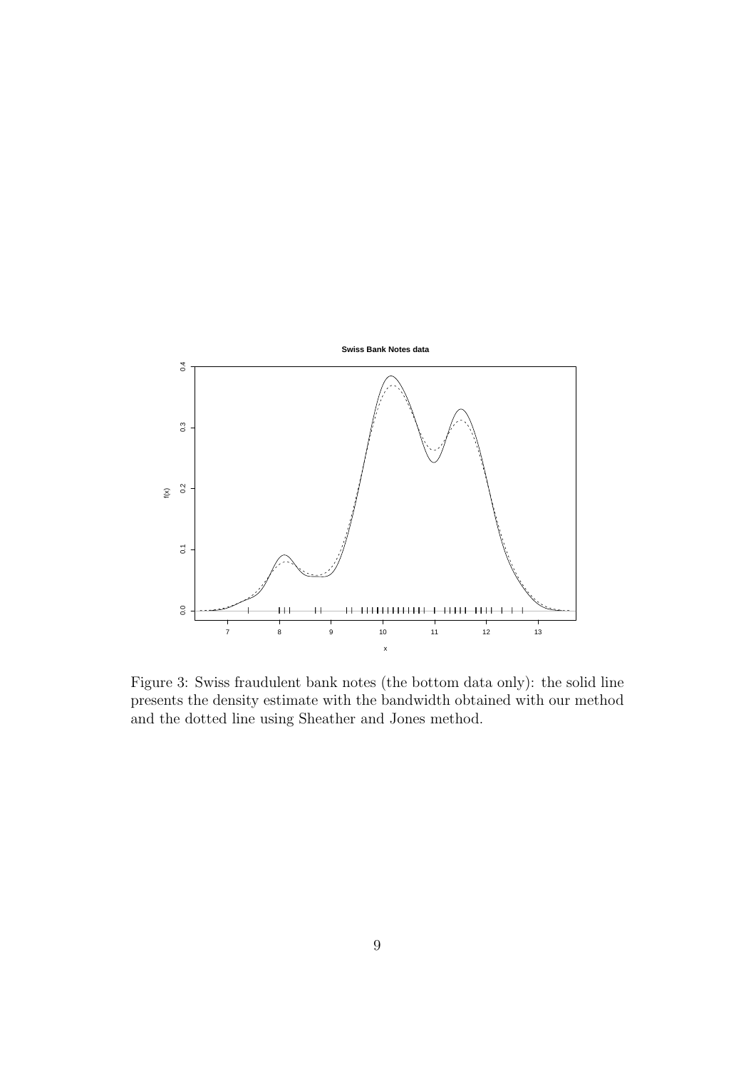Figure 3: Swiss fraudulent bank notes (the bottom data only): the solid line presents the density estimate with the bandwidth obtained with our method and the dotted line using Sheather and Jones method.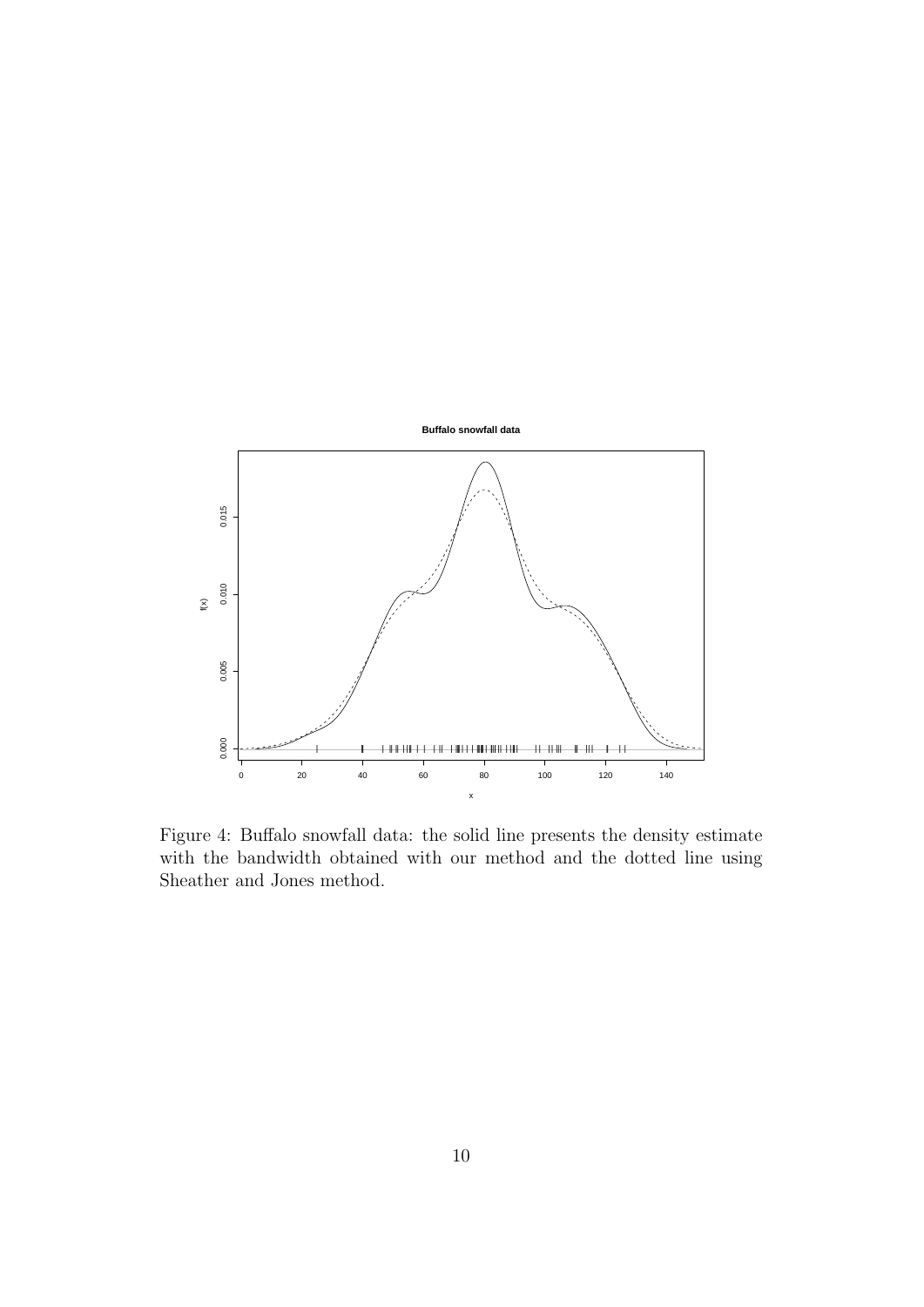Figure 4: Buffalo snowfall data: the solid line presents the density estimate with the bandwidth obtained with our method and the dotted line using Sheather and Jones method.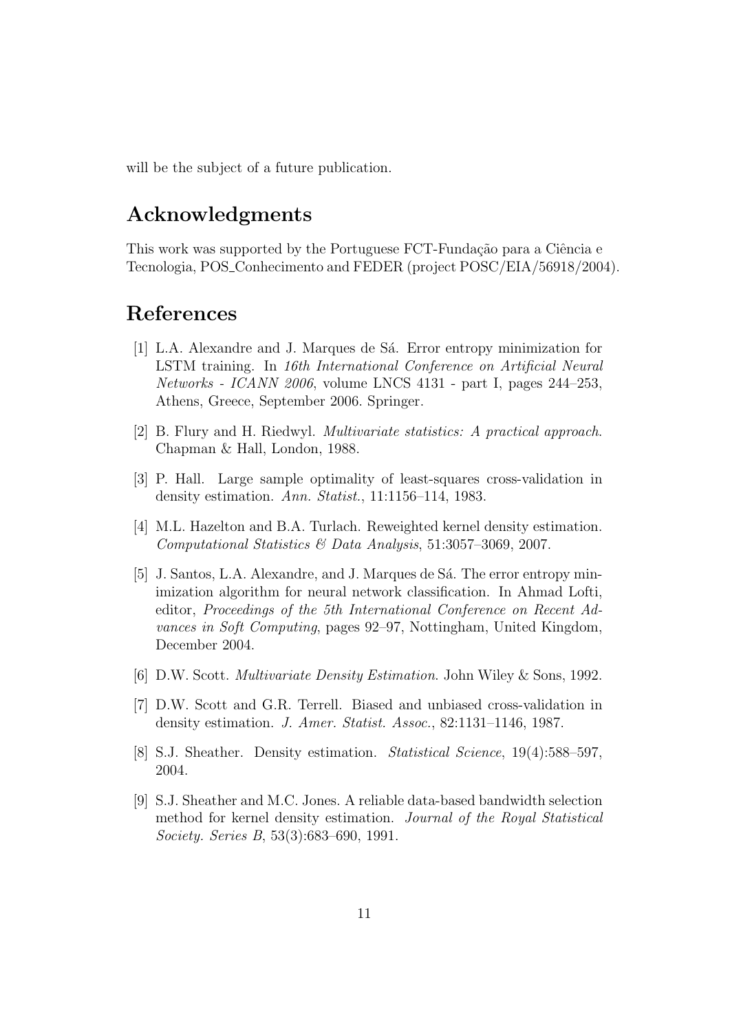will be the subject of a future publication.

## Acknowledgments

This work was supported by the Portuguese FCT-Fundação para a Ciência e Tecnologia, POS_Conhecimento and FEDER (project POSC/EIA/56918/2004).

## References

[1] L.A. Alexandre and J. Marques de Sá. Error entropy minimization for LSTM training. In *16th International Conference on Artificial Neural Networks - ICANN 2006*, volume LNCS 4131 - part I, pages 244–253, Athens, Greece, September 2006. Springer.

[2] B. Flury and H. Riedwyl. *Multivariate statistics: A practical approach*. Chapman & Hall, London, 1988.

[3] P. Hall. Large sample optimality of least-squares cross-validation in density estimation. *Ann. Statist.*, 11:1156–114, 1983.

[4] M.L. Hazelton and B.A. Turlach. Reweighted kernel density estimation. *Computational Statistics & Data Analysis*, 51:3057–3069, 2007.

[5] J. Santos, L.A. Alexandre, and J. Marques de Sá. The error entropy minimization algorithm for neural network classification. In Ahmad Lofti, editor, *Proceedings of the 5th International Conference on Recent Advances in Soft Computing*, pages 92–97, Nottingham, United Kingdom, December 2004.

[6] D.W. Scott. *Multivariate Density Estimation*. John Wiley & Sons, 1992.

[7] D.W. Scott and G.R. Terrell. Biased and unbiased cross-validation in density estimation. *J. Amer. Statist. Assoc.*, 82:1131–1146, 1987.

[8] S.J. Sheather. Density estimation. *Statistical Science*, 19(4):588–597, 2004.

[9] S.J. Sheather and M.C. Jones. A reliable data-based bandwidth selection method for kernel density estimation. *Journal of the Royal Statistical Society. Series B*, 53(3):683–690, 1991.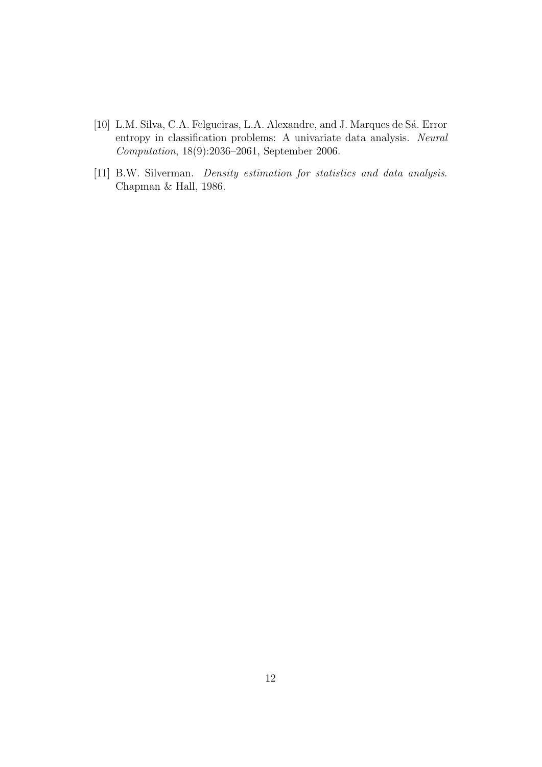[10] L.M. Silva, C.A. Felgueiras, L.A. Alexandre, and J. Marques de Sá. Error entropy in classification problems: A univariate data analysis. *Neural Computation*, 18(9):2036–2061, September 2006.

[11] B.W. Silverman. *Density estimation for statistics and data analysis*. Chapman & Hall, 1986.